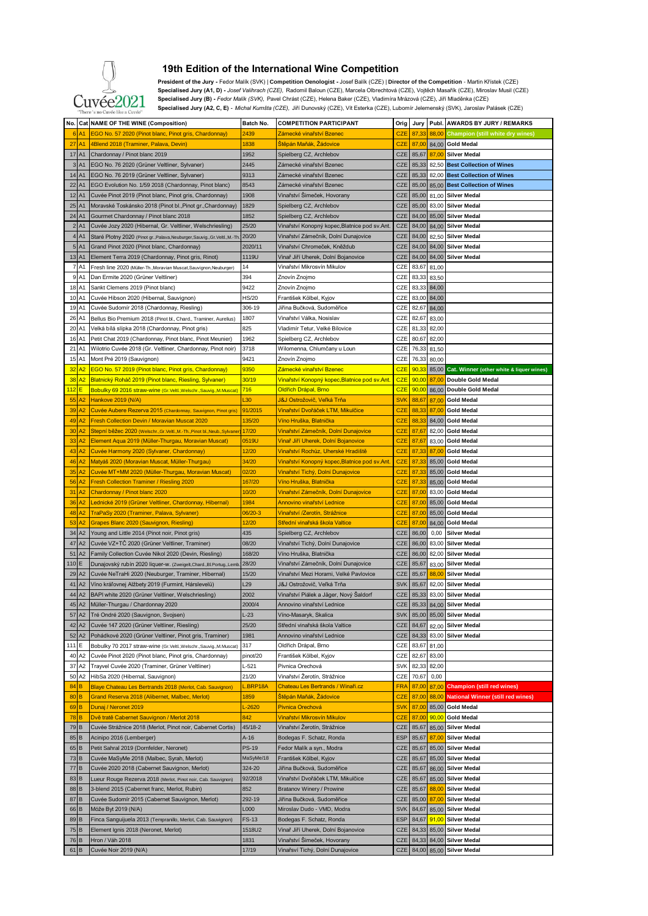Cuvée2021
"There's no Cuvée like a Cuvée"

## 19th Edition of the International Wine Competition

**President of the Jury -** Fedor Malík (SVK) | **Competition Oenologist -** Josef Balík (CZE) | **Director of the Competition** - Martin Křístek (CZE)
**Specialised Jury (A1, D) -** *Josef Valihrach (CZE),* Radomil Baloun (CZE), Marcela Olbrechtová (CZE), Vojtěch Masařík (CZE), Miroslav Musil (CZE)
**Specialised Jury (B) -** *Fedor Malík (SVK),* Pavel Chrást (CZE), Helena Baker (CZE), Vladimíra Mrázová (CZE), Jiří Mladěnka (CZE)
**Specialised Jury (A2, C, E) -** *Michal Kumšta (CZE),* Jiří Dunovský (CZE), Vít Esterka (CZE), Lubomír Jelemenský (CZE), Jaroslav Palásek (CZE)

| No. | Cat | NAME OF THE WINE (Composition) | Batch No. | COMPETITION PARTICIPANT | Orig | Jury | Publ. | AWARDS BY JURY / REMARKS |
|---|---|---|---|---|---|---|---|---|
| 6 | A1 | EGO No. 57 2020 (Pinot blanc, Pinot gris, Chardonnay) | 2439 | Zámecké vinařství Bzenec | CZE | 87,33 | 88,00 | Champion (still white dry wines) |
| 27 | A1 | 4Blend 2018 (Traminer, Palava, Devin) | 1838 | Štěpán Maňák, Žádovice | CZE | 87,00 | 84,00 | Gold Medal |
| 17 | A1 | Chardonnay / Pinot blanc 2019 | 1952 | Spielberg CZ, Archlebov | CZE | 85,67 | 87,00 | Silver Medal |
| 3 | A1 | EGO No. 76 2020 (Grüner Veltliner, Sylvaner) | 2445 | Zámecké vinařství Bzenec | CZE | 85,33 | 82,50 | Best Collection of Wines |
| 14 | A1 | EGO No. 76 2019 (Grüner Veltliner, Sylvaner) | 9313 | Zámecké vinařství Bzenec | CZE | 85,33 | 82,00 | Best Collection of Wines |
| 22 | A1 | EGO Evolution No. 1/59 2018 (Chardonnay, Pinot blanc) | 8543 | Zámecké vinařství Bzenec | CZE | 85,00 | 85,00 | Best Collection of Wines |
| 12 | A1 | Cuvée Pinot 2019 (Pinot blanc, Pinot gris, Chardonnay) | 1908 | Vinařství Šimeček, Hovorany | CZE | 85,00 | 81,00 | Silver Medal |
| 25 | A1 | Moravské Toskánsko 2018 (Pinot bl.,Pinot gr.,Chardonnay) | 1829 | Spielberg CZ, Archlebov | CZE | 85,00 | 83,00 | Silver Medal |
| 24 | A1 | Gourmet Chardonnay / Pinot blanc 2018 | 1852 | Spielberg CZ, Archlebov | CZE | 84,00 | 85,00 | Silver Medal |
| 2 | A1 | Cuvée Jozy 2020 (Hibernal, Gr. Veltliner, Welschriesling) | 25/20 | Vinařství Konopný kopec,Blatnice pod sv.Ant. | CZE | 84,00 | 84,00 | Silver Medal |
| 4 | A1 | Staré Plotny 2020 (Pinot gr.,Palava,Neuburger,Sauvig.,Gr.Veltl.,M.-Th. | 20/20 | Vinařství Zámečník, Dolní Dunajovice | CZE | 84,00 | 82,50 | Silver Medal |
| 5 | A1 | Grand Pinot 2020 (Pinot blanc, Chardonnay) | 2020/11 | Vinařství Chromeček, Kněždub | CZE | 84,00 | 84,00 | Silver Medal |
| 13 | A1 | Element Terra 2019 (Chardonnay, Pinot gris, Rinot) | 1119U | Vinař Jiří Uherek, Dolní Bojanovice | CZE | 84,00 | 84,00 | Silver Medal |
| 7 | A1 | Fresh line 2020 (Müller-Th.,Moravian Muscat,Sauvignon,Neuburger) | 14 | Vinařství Mikrosvín Mikulov | CZE | 83,67 | 81,00 | |
| 9 | A1 | Dan Ermite 2020 (Grüner Veltliner) | 394 | Znovín Znojmo | CZE | 83,33 | 83,50 | |
| 18 | A1 | Sankt Clemens 2019 (Pinot blanc) | 9422 | Znovín Znojmo | CZE | 83,33 | 84,00 | |
| 10 | A1 | Cuvée Hibson 2020 (Hibernal, Sauvignon) | HS/20 | František Kölbel, Kyjov | CZE | 83,00 | 84,00 | |
| 19 | A1 | Cuvée Sudomír 2018 (Chardonnay, Riesling) | 306-19 | Jiřina Bučková, Sudoměřice | CZE | 82,67 | 84,00 | |
| 26 | A1 | Bellus Bio Premium 2018 (Pinot bl., Chard., Traminer, Aurelius) | 1807 | Vinařství Válka, Nosislav | CZE | 82,67 | 83,00 | |
| 20 | A1 | Velká bílá slípka 2018 (Chardonnay, Pinot gris) | 825 | Vladimír Tetur, Velké Bílovice | CZE | 81,33 | 82,00 | |
| 16 | A1 | Petit Chat 2019 (Chardonnay, Pinot blanc, Pinot Meunier) | 1962 | Spielberg CZ, Archlebov | CZE | 80,67 | 82,00 | |
| 21 | A1 | Wilotrio Cuvée 2018 (Gr. Veltliner, Chardonnay, Pinot noir) | 3718 | Wilomenna, Chlumčany u Loun | CZE | 76,33 | 81,50 | |
| 15 | A1 | Mont Pré 2019 (Sauvignon) | 9421 | Znovín Znojmo | CZE | 76,33 | 80,00 | |
| 32 | A2 | EGO No. 57 2019 (Pinot blanc, Pinot gris, Chardonnay) | 9350 | Zámecké vinařství Bzenec | CZE | 90,33 | 85,00 | Cat. Winner (other white & liquer wines) |
| 38 | A2 | Blatnický Roháč 2019 (Pinot blanc, Riesling, Sylvaner) | 30/19 | Vinařství Konopný kopec,Blatnice pod sv.Ant. | CZE | 90,00 | 87,00 | Double Gold Medal |
| 112 | E | Bobulky 69 2016 straw-wine (Gr.Veltl.,Welschr.,Sauvig.,M.Muscat) | 716 | Oldřich Drápal, Brno | CZE | 90,00 | 86,00 | Double Gold Medal |
| 55 | A2 | Hankove 2019 (N/A) | L30 | J&J Ostrožovič, Veľká Tŕňa | SVK | 88,67 | 87,00 | Gold Medal |
| 39 | A2 | Cuvée Aubere Rezerva 2015 (Chardonnay, Sauvignon, Pinot gris) | 91/2015 | Vinařství Dvořáček LTM, Mikulčice | CZE | 88,33 | 87,00 | Gold Medal |
| 49 | A2 | Fresh Collection Devin / Moravian Muscat 2020 | 135/20 | Víno Hruška, Blatnička | CZE | 88,33 | 84,00 | Gold Medal |
| 30 | A2 | Stepní běžec 2020 (Welschr.,Gr.Veltl.,M.-Th.,Pinot bl.,Neub.,Sylvaner) | 17/20 | Vinařství Zámečník, Dolní Dunajovice | CZE | 87,67 | 82,00 | Gold Medal |
| 33 | A2 | Element Aqua 2019 (Müller-Thurgau, Moravian Muscat) | 0519U | Vinař Jiří Uherek, Dolní Bojanovice | CZE | 87,67 | 83,00 | Gold Medal |
| 43 | A2 | Cuvée Harmony 2020 (Sylvaner, Chardonnay) | 12/20 | Vinařství Rochůz, Uherské Hradiště | CZE | 87,33 | 87,00 | Gold Medal |
| 46 | A2 | Matyáš 2020 (Moravian Muscat, Müller-Thurgau) | 34/20 | Vinařství Konopný kopec,Blatnice pod sv.Ant. | CZE | 87,33 | 85,00 | Gold Medal |
| 35 | A2 | Cuvée MT+MM 2020 (Müller-Thurgau, Moravian Muscat) | 02/20 | Vinařství Tichý, Dolní Dunajovice | CZE | 87,33 | 85,00 | Gold Medal |
| 56 | A2 | Fresh Collection Traminer / Riesling 2020 | 167/20 | Víno Hruška, Blatnička | CZE | 87,33 | 85,00 | Gold Medal |
| 31 | A2 | Chardonnay / Pinot blanc 2020 | 10/20 | Vinařství Zámečník, Dolní Dunajovice | CZE | 87,00 | 83,00 | Gold Medal |
| 36 | A2 | Lednické 2019 (Grüner Veltliner, Chardonnay, Hibernal) | 1984 | Annovino vinařství Lednice | CZE | 87,00 | 85,00 | Gold Medal |
| 48 | A2 | TraPaSy 2020 (Traminer, Palava, Sylvaner) | 06/20-3 | Vinařství /Zerotín, Strážnice | CZE | 87,00 | 85,00 | Gold Medal |
| 53 | A2 | Grapes Blanc 2020 (Sauvignon, Riesling) | 12/20 | Střední vinařská škola Valtice | CZE | 87,00 | 84,00 | Gold Medal |
| 34 | A2 | Young and Little 2014 (Pinot noir, Pinot gris) | 435 | Spielberg CZ, Archlebov | CZE | 86,00 | 0,00 | Silver Medal |
| 47 | A2 | Cuvée VZ+TČ 2020 (Grüner Veltliner, Traminer) | 08/20 | Vinařství Tichý, Dolní Dunajovice | CZE | 86,00 | 83,00 | Silver Medal |
| 51 | A2 | Family Collection Cuvée Nikol 2020 (Devin, Riesling) | 168/20 | Víno Hruška, Blatnička | CZE | 86,00 | 82,00 | Silver Medal |
| 110 | E | Dunajovský rubín 2020 liquer-w. (Zweigelt,Chard.,Bl.Portug.,Lemb.) | 28/20 | Vinařství Zámečník, Dolní Dunajovice | CZE | 85,67 | 83,00 | Silver Medal |
| 29 | A2 | Cuvée NeTraHi 2020 (Neuburger, Traminer, Hibernal) | 15/20 | Vinařství Mezi Horami, Velké Pavlovice | CZE | 85,67 | 88,00 | Silver Medal |
| 41 | A2 | Víno kráľovnej Alžbety 2019 (Furmint, Hárslevelü) | L29 | J&J Ostrožovič, Veľká Tŕňa | SVK | 85,67 | 82,00 | Silver Medal |
| 44 | A2 | BAPI white 2020 (Grüner Veltliner, Welschriesling) | 2002 | Vinařství Piálek a Jäger, Nový Šaldorf | CZE | 85,33 | 83,00 | Silver Medal |
| 45 | A2 | Müller-Thurgau / Chardonnay 2020 | 2000/4 | Annovino vinařství Lednice | CZE | 85,33 | 84,00 | Silver Medal |
| 57 | A2 | Tré Ondré 2020 (Sauvignon, Svojsen) | L-23 | Víno-Masaryk, Skalica | SVK | 85,00 | 85,00 | Silver Medal |
| 42 | A2 | Cuvée 147 2020 (Grüner Veltliner, Riesling) | 25/20 | Střední vinařská škola Valtice | CZE | 84,67 | 82,00 | Silver Medal |
| 52 | A2 | Pohádkové 2020 (Grüner Veltliner, Pinot gris, Traminer) | 1981 | Annovino vinařství Lednice | CZE | 84,33 | 83,00 | Silver Medal |
| 111 | E | Bobulky 70 2017 straw-wine (Gr.Veltl.,Welschr.,Sauvig.,M.Muscat) | 317 | Oldřich Drápal, Brno | CZE | 83,67 | 81,00 | |
| 40 | A2 | Cuvée Pinot 2020 (Pinot blanc, Pinot gris, Chardonnay) | pinot/20 | František Kölbel, Kyjov | CZE | 82,67 | 83,00 | |
| 37 | A2 | Trayvel Cuvée 2020 (Traminer, Grüner Veltliner) | L-521 | Pivnica Orechová | SVK | 82,33 | 82,00 | |
| 50 | A2 | HibSa 2020 (Hibernal, Sauvignon) | 21/20 | Vinařství Žerotín, Strážnice | CZE | 70,67 | 0,00 | |
| 84 | B | Blaye Chateau Les Bertrands 2018 (Merlot, Cab. Sauvignon) | L.BRP18A | Chateau Les Bertrands / Winaři.cz | FRA | 87,00 | 87,00 | Champion (still red wines) |
| 80 | B | Grand Reserva 2018 (Alibernet, Malbec, Merlot) | 1859 | Štěpán Maňák, Žádovice | CZE | 87,00 | 88,00 | National Winner (still red wines) |
| 69 | B | Dunaj / Neronet 2019 | L-2620 | Pivnica Orechová | SVK | 87,00 | 85,00 | Gold Medal |
| 78 | B | Dvě tratě Cabernet Sauvignon / Merlot 2018 | 842 | Vinařství Mikrosvín Mikulov | CZE | 87,00 | 90,00 | Gold Medal |
| 79 | B | Cuvée Strážnice 2018 (Merlot, Pinot noir, Cabernet Cortis) | 45/18-2 | Vinařství Žerotín, Strážnice | CZE | 85,67 | 85,00 | Silver Medal |
| 85 | B | Acinipo 2016 (Lemberger) | A-16 | Bodegas F. Schatz, Ronda | ESP | 85,67 | 87,00 | Silver Medal |
| 65 | B | Petit Sahral 2019 (Dornfelder, Neronet) | PS-19 | Fedor Malík a syn., Modra | CZE | 85,67 | 85,00 | Silver Medal |
| 73 | B | Cuvée MaSyMe 2018 (Malbec, Syrah, Merlot) | MaSyMe/18 | František Kölbel, Kyjov | CZE | 85,67 | 85,00 | Silver Medal |
| 77 | B | Cuvée 2020 2018 (Cabernet Sauvignon, Merlot) | 324-20 | Jiřina Bučková, Sudoměřice | CZE | 85,67 | 86,00 | Silver Medal |
| 83 | B | Lueur Rouge Rezerva 2018 (Merlot, Pinot noir, Cab. Sauvignon) | 92/2018 | Vinařství Dvořáček LTM, Mikulčice | CZE | 85,67 | 85,00 | Silver Medal |
| 88 | B | 3-blend 2015 (Cabernet franc, Merlot, Rubin) | 852 | Bratanov Winery / Prowine | CZE | 85,67 | 88,00 | Silver Medal |
| 87 | B | Cuvée Sudomír 2015 (Cabernet Sauvignon, Merlot) | 292-19 | Jiřina Bučková, Sudoměřice | CZE | 85,00 | 87,00 | Silver Medal |
| 66 | B | Može Byť 2019 (N/A) | L000 | Miroslav Dudo - VMD, Modra | SVK | 84,67 | 85,00 | Silver Medal |
| 89 | B | Finca Sanguijuela 2013 (Tempranillo, Merlot, Cab. Sauvignon) | FS-13 | Bodegas F. Schatz, Ronda | ESP | 84,67 | 91,00 | Silver Medal |
| 75 | B | Element Ignis 2018 (Neronet, Merlot) | 1518U2 | Vinař Jiří Uherek, Dolní Bojanovice | CZE | 84,33 | 85,00 | Silver Medal |
| 76 | B | Hron / Váh 2018 | 1831 | Vinařství Šimeček, Hovorany | CZE | 84,33 | 84,00 | Silver Medal |
| 61 | B | Cuvée Noir 2019 (N/A) | 17/19 | Vinařsví Tichý, Dolní Dunajovice | CZE | 84,00 | 85,00 | Silver Medal |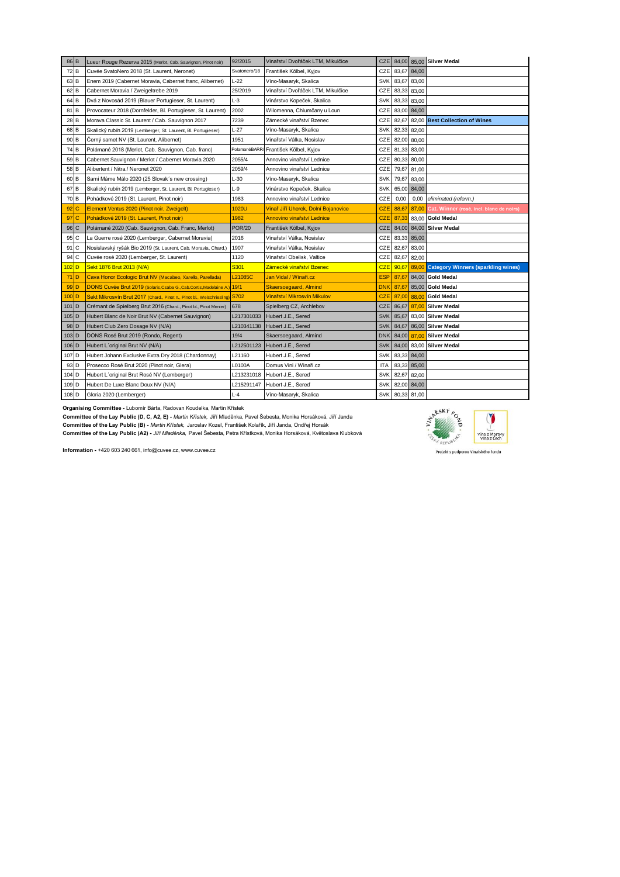| | | | | | | | | |
|---|---|---|---|---|---|---|---|---|
| 86 | B | Lueur Rouge Rezerva 2015 (Merlot, Cab. Sauvignon, Pinot noir) | 92/2015 | Vinařství Dvořáček LTM, Mikulčice | CZE | 84,00 | 85,00 | **Silver Medal** |
| 72 | B | Cuvée SvatoNero 2018 (St. Laurent, Neronet) | Svatonero/18 | František Kölbel, Kyjov | CZE | 83,67 | 84,00 | |
| 63 | B | Enem 2019 (Cabernet Moravia, Cabernet franc, Alibernet) | L-22 | Víno-Masaryk, Skalica | SVK | 83,67 | 83,00 | |
| 62 | B | Cabernet Moravia / Zweigeltrebe 2019 | 25/2019 | Vinařství Dvořáček LTM, Mikulčice | CZE | 83,33 | 83,00 | |
| 64 | B | Dvá z Novosád 2019 (Blauer Portugieser, St. Laurent) | L-3 | Vinárstvo Kopeček, Skalica | SVK | 83,33 | 83,00 | |
| 81 | B | Provocateur 2018 (Dornfelder, Bl. Portugieser, St. Laurent) | 2002 | Wilomenna, Chlumčany u Loun | CZE | 83,00 | 84,00 | |
| 28 | B | Morava Classic St. Laurent / Cab. Sauvignon 2017 | 7239 | Zámecké vinařství Bzenec | CZE | 82,67 | 82,00 | **Best Collection of Wines** |
| 68 | B | Skalický rubín 2019 (Lemberger, St. Laurent, Bl. Portugieser) | L-27 | Víno-Masaryk, Skalica | SVK | 82,33 | 82,00 | |
| 90 | B | Černý samet NV (St. Laurent, Alibernet) | 1951 | Vinařství Válka, Nosislav | CZE | 82,00 | 80,00 | |
| 74 | B | Polámané 2018 (Merlot, Cab. Sauvignon, Cab. franc) | PolamanéBARR/ | František Kölbel, Kyjov | CZE | 81,33 | 83,00 | |
| 59 | B | Cabernet Sauvignon / Merlot / Cabernet Moravia 2020 | 2055/4 | Annovino vinařství Lednice | CZE | 80,33 | 80,00 | |
| 58 | B | Alibertent / Nitra / Neronet 2020 | 2059/4 | Annovino vinařství Lednice | CZE | 79,67 | 81,00 | |
| 60 | B | Sami Máme Málo 2020 (25 Slovak´s new crossing) | L-30 | Víno-Masaryk, Skalica | SVK | 79,67 | 83,00 | |
| 67 | B | Skalický rubín 2019 (Lemberger, St. Laurent, Bl. Portugieser) | L-9 | Vinárstvo Kopeček, Skalica | SVK | 65,00 | 84,00 | |
| 70 | B | Pohádkové 2019 (St. Laurent, Pinot noir) | 1983 | Annovino vinařství Lednice | CZE | 0,00 | 0,00 | *eliminated (referm.)* |
| 92 | C | Element Ventus 2020 (Pinot noir, Zweigelt) | 1020U | Vinař Jiří Uherek, Dolní Bojanovice | CZE | 88,67 | 87,00 | **Cat. Winner (rosé, incl. blanc de noirs)** |
| 97 | C | Pohádkové 2019 (St. Laurent, Pinot noir) | 1982 | Annovino vinařství Lednice | CZE | 87,33 | 83,00 | **Gold Medal** |
| 96 | C | Polámané 2020 (Cab. Sauvignon, Cab. Franc, Merlot) | POR/20 | František Kölbel, Kyjov | CZE | 84,00 | 84,00 | **Silver Medal** |
| 95 | C | La Guerre rosé 2020 (Lemberger, Cabernet Moravia) | 2016 | Vinařství Válka, Nosislav | CZE | 83,33 | 85,00 | |
| 91 | C | Nosislavský ryšák Bio 2019 (St. Laurent, Cab. Moravia, Chard.) | 1907 | Vinařství Válka, Nosislav | CZE | 82,67 | 83,00 | |
| 94 | C | Cuvée rosé 2020 (Lemberger, St. Laurent) | 1120 | Vinařství Obelisk, Valtice | CZE | 82,67 | 82,00 | |
| 102 | D | Sekt 1876 Brut 2013 (N/A) | S301 | Zámecké vinařství Bzenec | CZE | 90,67 | 89,00 | **Category Winners (sparkling wines)** |
| 71 | D | Cava Honor Ecologic Brut NV (Macabeo, Xarello, Parellada) | L21085C | Jan Vidal / Winaři.cz | ESP | 87,67 | 84,00 | **Gold Medal** |
| 99 | D | DONS Cuvée Brut 2019 (Solaris,Csaba G.,Cab.Cortis,Madelaine A.) | 19/1 | Skaersoegaard, Almind | DNK | 87,67 | 85,00 | **Gold Medal** |
| 100 | D | Sekt Mikrosvín Brut 2017 (Chard., Pinot n., Pinot bl., Welschriesling) | S702 | Vinařství Mikrosvín Mikulov | CZE | 87,00 | 88,00 | **Gold Medal** |
| 101 | D | Crémant de Spielberg Brut 2016 (Chard., Pinot bl., Pinot Menier) | 678 | Spielberg CZ, Archlebov | CZE | 86,67 | 87,00 | **Silver Medal** |
| 105 | D | Hubert Blanc de Noir Brut NV (Cabernet Sauvignon) | L217301033 | Hubert J.E., Sereď | SVK | 85,67 | 83,00 | **Silver Medal** |
| 98 | D | Hubert Club Zero Dosage NV (N/A) | L210341138 | Hubert J.E., Sereď | SVK | 84,67 | 86,00 | **Silver Medal** |
| 103 | D | DONS Rosé Brut 2019 (Rondo, Regent) | 19/4 | Skaersoegaard, Almind | DNK | 84,00 | 87,00 | **Silver Medal** |
| 106 | D | Hubert L´original Brut NV (N/A) | L212501123 | Hubert J.E., Sereď | SVK | 84,00 | 83,00 | **Silver Medal** |
| 107 | D | Hubert Johann Exclusive Extra Dry 2018 (Chardonnay) | L21160 | Hubert J.E., Sereď | SVK | 83,33 | 84,00 | |
| 93 | D | Prosecco Rosé Brut 2020 (Pinot noir, Glera) | L0100A | Domus Vini / Winaři.cz | ITA | 83,33 | 85,00 | |
| 104 | D | Hubert L´original Brut Rosé NV (Lemberger) | L213231018 | Hubert J.E., Sereď | SVK | 82,67 | 82,00 | |
| 109 | D | Hubert De Luxe Blanc Doux NV (N/A) | L215291147 | Hubert J.E., Sereď | SVK | 82,00 | 84,00 | |
| 108 | D | Gloria 2020 (Lemberger) | L-4 | Víno-Masaryk, Skalica | SVK | 80,33 | 81,00 | |

**Organising Committee -** Lubomír Bárta, Radovan Koudelka, Martin Křístek

**Committee of the Lay Public (D, C, A2, E) -** *Martin Křístek,* Jiří Mlaďěnka, Pavel Šebesta, Monika Horsáková, Jiří Janda

**Committee of the Lay Public (B) -** *Martin Křístek,* Jaroslav Kozel, František Kolařík, Jiří Janda, Ondřej Horsák

**Committee of the Lay Public (A2) -** *Jiří Mlaďěnka,* Pavel Šebesta, Petra Křístková, Monika Horsáková, Květoslava Klubková

**Information -** +420 603 240 661, info@cuvee.cz, www.cuvee.cz

VINAŘSKÝ FOND ČESKÁ REPUBLIKA

Vína z Moravy vína z Čech

Projekt s podporou Vinařského fondu